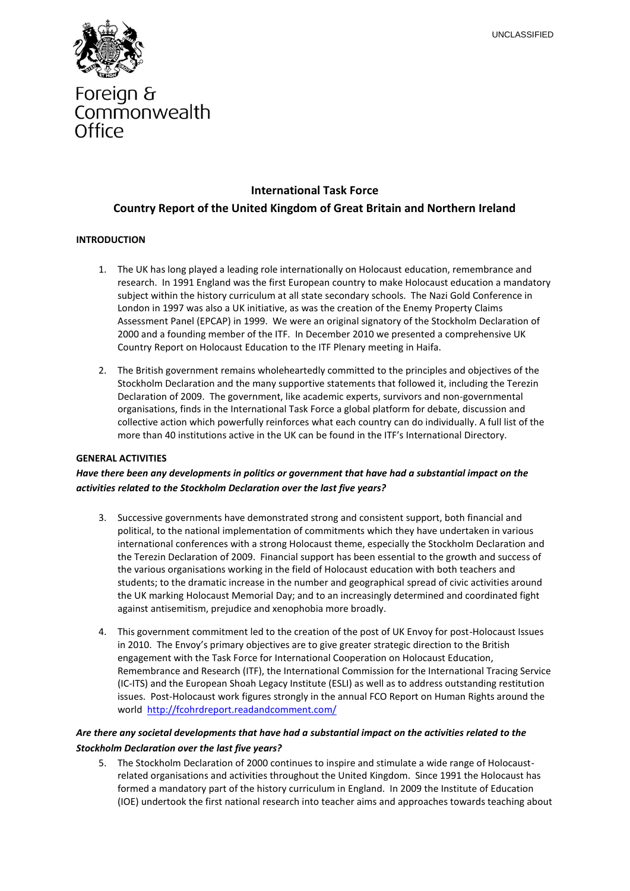UNCLASSIFIED

Foreign & Commonwealth Office

# International Task Force

## Country Report of the United Kingdom of Great Britain and Northern Ireland

### INTRODUCTION

1. The UK has long played a leading role internationally on Holocaust education, remembrance and research. In 1991 England was the first European country to make Holocaust education a mandatory subject within the history curriculum at all state secondary schools. The Nazi Gold Conference in London in 1997 was also a UK initiative, as was the creation of the Enemy Property Claims Assessment Panel (EPCAP) in 1999. We were an original signatory of the Stockholm Declaration of 2000 and a founding member of the ITF. In December 2010 we presented a comprehensive UK Country Report on Holocaust Education to the ITF Plenary meeting in Haifa.

2. The British government remains wholeheartedly committed to the principles and objectives of the Stockholm Declaration and the many supportive statements that followed it, including the Terezin Declaration of 2009. The government, like academic experts, survivors and non-governmental organisations, finds in the International Task Force a global platform for debate, discussion and collective action which powerfully reinforces what each country can do individually. A full list of the more than 40 institutions active in the UK can be found in the ITF's International Directory.

### GENERAL ACTIVITIES

***Have there been any developments in politics or government that have had a substantial impact on the activities related to the Stockholm Declaration over the last five years?***

3. Successive governments have demonstrated strong and consistent support, both financial and political, to the national implementation of commitments which they have undertaken in various international conferences with a strong Holocaust theme, especially the Stockholm Declaration and the Terezin Declaration of 2009. Financial support has been essential to the growth and success of the various organisations working in the field of Holocaust education with both teachers and students; to the dramatic increase in the number and geographical spread of civic activities around the UK marking Holocaust Memorial Day; and to an increasingly determined and coordinated fight against antisemitism, prejudice and xenophobia more broadly.

4. This government commitment led to the creation of the post of UK Envoy for post-Holocaust Issues in 2010. The Envoy's primary objectives are to give greater strategic direction to the British engagement with the Task Force for International Cooperation on Holocaust Education, Remembrance and Research (ITF), the International Commission for the International Tracing Service (IC-ITS) and the European Shoah Legacy Institute (ESLI) as well as to address outstanding restitution issues. Post-Holocaust work figures strongly in the annual FCO Report on Human Rights around the world http://fcohrdreport.readandcomment.com/

***Are there any societal developments that have had a substantial impact on the activities related to the Stockholm Declaration over the last five years?***

5. The Stockholm Declaration of 2000 continues to inspire and stimulate a wide range of Holocaust-related organisations and activities throughout the United Kingdom. Since 1991 the Holocaust has formed a mandatory part of the history curriculum in England. In 2009 the Institute of Education (IOE) undertook the first national research into teacher aims and approaches towards teaching about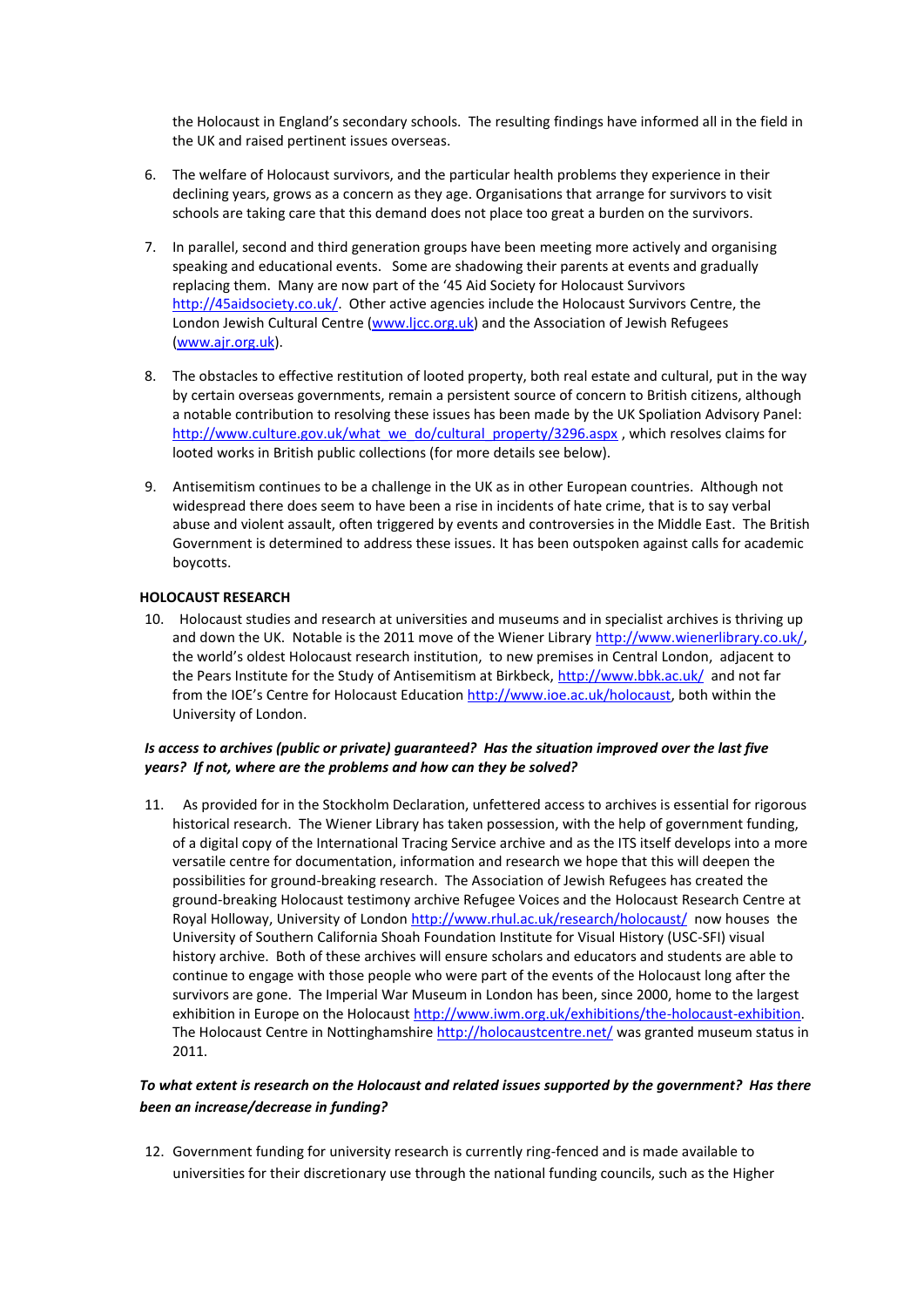the Holocaust in England's secondary schools. The resulting findings have informed all in the field in the UK and raised pertinent issues overseas.

6. The welfare of Holocaust survivors, and the particular health problems they experience in their declining years, grows as a concern as they age. Organisations that arrange for survivors to visit schools are taking care that this demand does not place too great a burden on the survivors.

7. In parallel, second and third generation groups have been meeting more actively and organising speaking and educational events. Some are shadowing their parents at events and gradually replacing them. Many are now part of the '45 Aid Society for Holocaust Survivors http://45aidsociety.co.uk/. Other active agencies include the Holocaust Survivors Centre, the London Jewish Cultural Centre (www.ljcc.org.uk) and the Association of Jewish Refugees (www.ajr.org.uk).

8. The obstacles to effective restitution of looted property, both real estate and cultural, put in the way by certain overseas governments, remain a persistent source of concern to British citizens, although a notable contribution to resolving these issues has been made by the UK Spoliation Advisory Panel: http://www.culture.gov.uk/what_we_do/cultural_property/3296.aspx , which resolves claims for looted works in British public collections (for more details see below).

9. Antisemitism continues to be a challenge in the UK as in other European countries. Although not widespread there does seem to have been a rise in incidents of hate crime, that is to say verbal abuse and violent assault, often triggered by events and controversies in the Middle East. The British Government is determined to address these issues. It has been outspoken against calls for academic boycotts.

**HOLOCAUST RESEARCH**

10. Holocaust studies and research at universities and museums and in specialist archives is thriving up and down the UK. Notable is the 2011 move of the Wiener Library http://www.wienerlibrary.co.uk/, the world's oldest Holocaust research institution, to new premises in Central London, adjacent to the Pears Institute for the Study of Antisemitism at Birkbeck, http://www.bbk.ac.uk/ and not far from the IOE's Centre for Holocaust Education http://www.ioe.ac.uk/holocaust, both within the University of London.

***Is access to archives (public or private) guaranteed? Has the situation improved over the last five years? If not, where are the problems and how can they be solved?***

11. As provided for in the Stockholm Declaration, unfettered access to archives is essential for rigorous historical research. The Wiener Library has taken possession, with the help of government funding, of a digital copy of the International Tracing Service archive and as the ITS itself develops into a more versatile centre for documentation, information and research we hope that this will deepen the possibilities for ground-breaking research. The Association of Jewish Refugees has created the ground-breaking Holocaust testimony archive Refugee Voices and the Holocaust Research Centre at Royal Holloway, University of London http://www.rhul.ac.uk/research/holocaust/ now houses the University of Southern California Shoah Foundation Institute for Visual History (USC-SFI) visual history archive. Both of these archives will ensure scholars and educators and students are able to continue to engage with those people who were part of the events of the Holocaust long after the survivors are gone. The Imperial War Museum in London has been, since 2000, home to the largest exhibition in Europe on the Holocaust http://www.iwm.org.uk/exhibitions/the-holocaust-exhibition. The Holocaust Centre in Nottinghamshire http://holocaustcentre.net/ was granted museum status in 2011.

***To what extent is research on the Holocaust and related issues supported by the government? Has there been an increase/decrease in funding?***

12. Government funding for university research is currently ring-fenced and is made available to universities for their discretionary use through the national funding councils, such as the Higher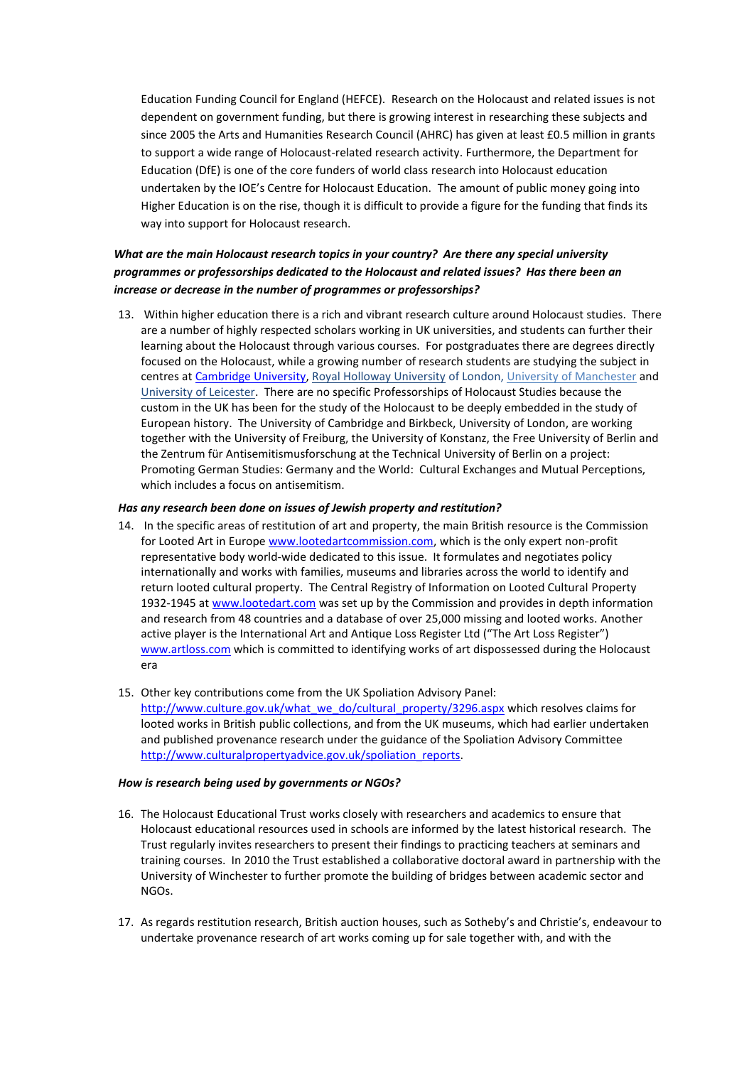Education Funding Council for England (HEFCE). Research on the Holocaust and related issues is not dependent on government funding, but there is growing interest in researching these subjects and since 2005 the Arts and Humanities Research Council (AHRC) has given at least £0.5 million in grants to support a wide range of Holocaust-related research activity. Furthermore, the Department for Education (DfE) is one of the core funders of world class research into Holocaust education undertaken by the IOE's Centre for Holocaust Education. The amount of public money going into Higher Education is on the rise, though it is difficult to provide a figure for the funding that finds its way into support for Holocaust research.

***What are the main Holocaust research topics in your country? Are there any special university programmes or professorships dedicated to the Holocaust and related issues? Has there been an increase or decrease in the number of programmes or professorships?***

13. Within higher education there is a rich and vibrant research culture around Holocaust studies. There are a number of highly respected scholars working in UK universities, and students can further their learning about the Holocaust through various courses. For postgraduates there are degrees directly focused on the Holocaust, while a growing number of research students are studying the subject in centres at Cambridge University, Royal Holloway University of London, University of Manchester and University of Leicester. There are no specific Professorships of Holocaust Studies because the custom in the UK has been for the study of the Holocaust to be deeply embedded in the study of European history. The University of Cambridge and Birkbeck, University of London, are working together with the University of Freiburg, the University of Konstanz, the Free University of Berlin and the Zentrum für Antisemitismusforschung at the Technical University of Berlin on a project: Promoting German Studies: Germany and the World: Cultural Exchanges and Mutual Perceptions, which includes a focus on antisemitism.

***Has any research been done on issues of Jewish property and restitution?***

14. In the specific areas of restitution of art and property, the main British resource is the Commission for Looted Art in Europe www.lootedartcommission.com, which is the only expert non-profit representative body world-wide dedicated to this issue. It formulates and negotiates policy internationally and works with families, museums and libraries across the world to identify and return looted cultural property. The Central Registry of Information on Looted Cultural Property 1932-1945 at www.lootedart.com was set up by the Commission and provides in depth information and research from 48 countries and a database of over 25,000 missing and looted works. Another active player is the International Art and Antique Loss Register Ltd ("The Art Loss Register") www.artloss.com which is committed to identifying works of art dispossessed during the Holocaust era

15. Other key contributions come from the UK Spoliation Advisory Panel: http://www.culture.gov.uk/what_we_do/cultural_property/3296.aspx which resolves claims for looted works in British public collections, and from the UK museums, which had earlier undertaken and published provenance research under the guidance of the Spoliation Advisory Committee http://www.culturalpropertyadvice.gov.uk/spoliation_reports.

***How is research being used by governments or NGOs?***

16. The Holocaust Educational Trust works closely with researchers and academics to ensure that Holocaust educational resources used in schools are informed by the latest historical research. The Trust regularly invites researchers to present their findings to practicing teachers at seminars and training courses. In 2010 the Trust established a collaborative doctoral award in partnership with the University of Winchester to further promote the building of bridges between academic sector and NGOs.

17. As regards restitution research, British auction houses, such as Sotheby's and Christie's, endeavour to undertake provenance research of art works coming up for sale together with, and with the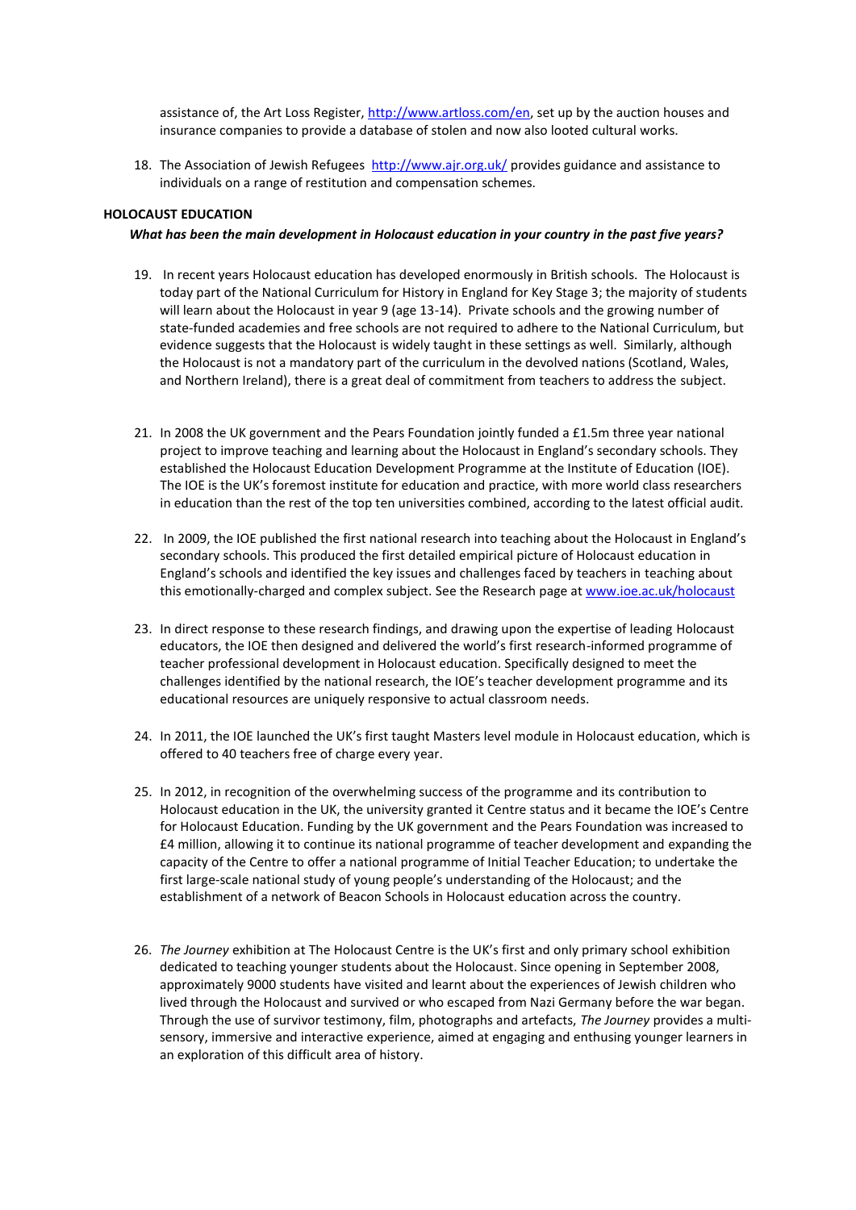assistance of, the Art Loss Register, http://www.artloss.com/en, set up by the auction houses and insurance companies to provide a database of stolen and now also looted cultural works.

18. The Association of Jewish Refugees http://www.ajr.org.uk/ provides guidance and assistance to individuals on a range of restitution and compensation schemes.

**HOLOCAUST EDUCATION**

***What has been the main development in Holocaust education in your country in the past five years?***

19. In recent years Holocaust education has developed enormously in British schools. The Holocaust is today part of the National Curriculum for History in England for Key Stage 3; the majority of students will learn about the Holocaust in year 9 (age 13-14). Private schools and the growing number of state-funded academies and free schools are not required to adhere to the National Curriculum, but evidence suggests that the Holocaust is widely taught in these settings as well. Similarly, although the Holocaust is not a mandatory part of the curriculum in the devolved nations (Scotland, Wales, and Northern Ireland), there is a great deal of commitment from teachers to address the subject.

21. In 2008 the UK government and the Pears Foundation jointly funded a £1.5m three year national project to improve teaching and learning about the Holocaust in England's secondary schools. They established the Holocaust Education Development Programme at the Institute of Education (IOE). The IOE is the UK's foremost institute for education and practice, with more world class researchers in education than the rest of the top ten universities combined, according to the latest official audit.

22. In 2009, the IOE published the first national research into teaching about the Holocaust in England's secondary schools. This produced the first detailed empirical picture of Holocaust education in England's schools and identified the key issues and challenges faced by teachers in teaching about this emotionally-charged and complex subject. See the Research page at www.ioe.ac.uk/holocaust

23. In direct response to these research findings, and drawing upon the expertise of leading Holocaust educators, the IOE then designed and delivered the world's first research-informed programme of teacher professional development in Holocaust education. Specifically designed to meet the challenges identified by the national research, the IOE's teacher development programme and its educational resources are uniquely responsive to actual classroom needs.

24. In 2011, the IOE launched the UK's first taught Masters level module in Holocaust education, which is offered to 40 teachers free of charge every year.

25. In 2012, in recognition of the overwhelming success of the programme and its contribution to Holocaust education in the UK, the university granted it Centre status and it became the IOE's Centre for Holocaust Education. Funding by the UK government and the Pears Foundation was increased to £4 million, allowing it to continue its national programme of teacher development and expanding the capacity of the Centre to offer a national programme of Initial Teacher Education; to undertake the first large-scale national study of young people's understanding of the Holocaust; and the establishment of a network of Beacon Schools in Holocaust education across the country.

26. *The Journey* exhibition at The Holocaust Centre is the UK's first and only primary school exhibition dedicated to teaching younger students about the Holocaust. Since opening in September 2008, approximately 9000 students have visited and learnt about the experiences of Jewish children who lived through the Holocaust and survived or who escaped from Nazi Germany before the war began. Through the use of survivor testimony, film, photographs and artefacts, *The Journey* provides a multi-sensory, immersive and interactive experience, aimed at engaging and enthusing younger learners in an exploration of this difficult area of history.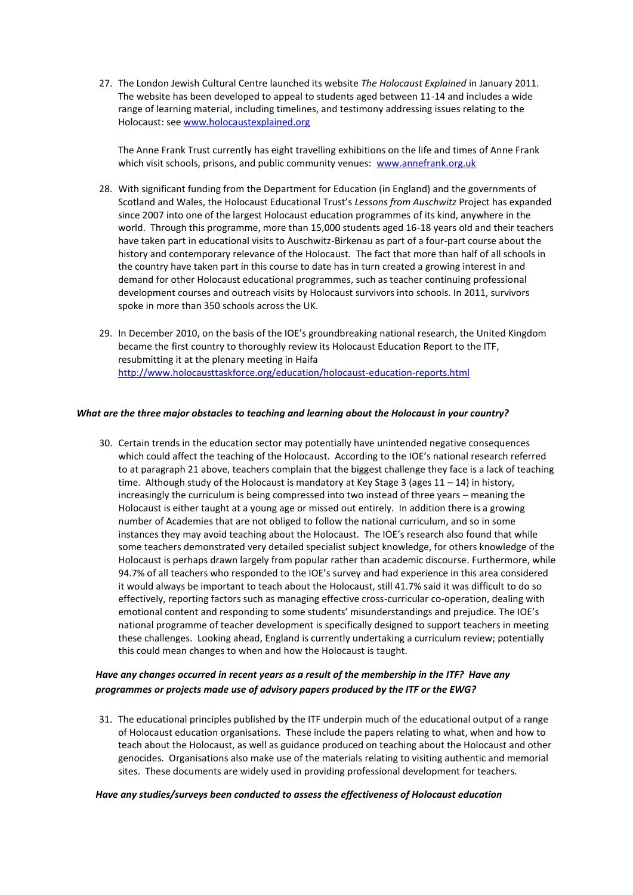27. The London Jewish Cultural Centre launched its website *The Holocaust Explained* in January 2011. The website has been developed to appeal to students aged between 11-14 and includes a wide range of learning material, including timelines, and testimony addressing issues relating to the Holocaust: see [www.holocaustexplained.org](http://www.holocaustexplained.org)

    The Anne Frank Trust currently has eight travelling exhibitions on the life and times of Anne Frank which visit schools, prisons, and public community venues: [www.annefrank.org.uk](http://www.annefrank.org.uk)

28. With significant funding from the Department for Education (in England) and the governments of Scotland and Wales, the Holocaust Educational Trust's *Lessons from Auschwitz* Project has expanded since 2007 into one of the largest Holocaust education programmes of its kind, anywhere in the world. Through this programme, more than 15,000 students aged 16-18 years old and their teachers have taken part in educational visits to Auschwitz-Birkenau as part of a four-part course about the history and contemporary relevance of the Holocaust. The fact that more than half of all schools in the country have taken part in this course to date has in turn created a growing interest in and demand for other Holocaust educational programmes, such as teacher continuing professional development courses and outreach visits by Holocaust survivors into schools. In 2011, survivors spoke in more than 350 schools across the UK.

29. In December 2010, on the basis of the IOE's groundbreaking national research, the United Kingdom became the first country to thoroughly review its Holocaust Education Report to the ITF, resubmitting it at the plenary meeting in Haifa [http://www.holocausttaskforce.org/education/holocaust-education-reports.html](http://www.holocausttaskforce.org/education/holocaust-education-reports.html)

***What are the three major obstacles to teaching and learning about the Holocaust in your country?***

30. Certain trends in the education sector may potentially have unintended negative consequences which could affect the teaching of the Holocaust. According to the IOE's national research referred to at paragraph 21 above, teachers complain that the biggest challenge they face is a lack of teaching time. Although study of the Holocaust is mandatory at Key Stage 3 (ages 11 – 14) in history, increasingly the curriculum is being compressed into two instead of three years – meaning the Holocaust is either taught at a young age or missed out entirely. In addition there is a growing number of Academies that are not obliged to follow the national curriculum, and so in some instances they may avoid teaching about the Holocaust. The IOE's research also found that while some teachers demonstrated very detailed specialist subject knowledge, for others knowledge of the Holocaust is perhaps drawn largely from popular rather than academic discourse. Furthermore, while 94.7% of all teachers who responded to the IOE's survey and had experience in this area considered it would always be important to teach about the Holocaust, still 41.7% said it was difficult to do so effectively, reporting factors such as managing effective cross-curricular co-operation, dealing with emotional content and responding to some students' misunderstandings and prejudice. The IOE's national programme of teacher development is specifically designed to support teachers in meeting these challenges. Looking ahead, England is currently undertaking a curriculum review; potentially this could mean changes to when and how the Holocaust is taught.

***Have any changes occurred in recent years as a result of the membership in the ITF? Have any programmes or projects made use of advisory papers produced by the ITF or the EWG?***

31. The educational principles published by the ITF underpin much of the educational output of a range of Holocaust education organisations. These include the papers relating to what, when and how to teach about the Holocaust, as well as guidance produced on teaching about the Holocaust and other genocides. Organisations also make use of the materials relating to visiting authentic and memorial sites. These documents are widely used in providing professional development for teachers.

***Have any studies/surveys been conducted to assess the effectiveness of Holocaust education***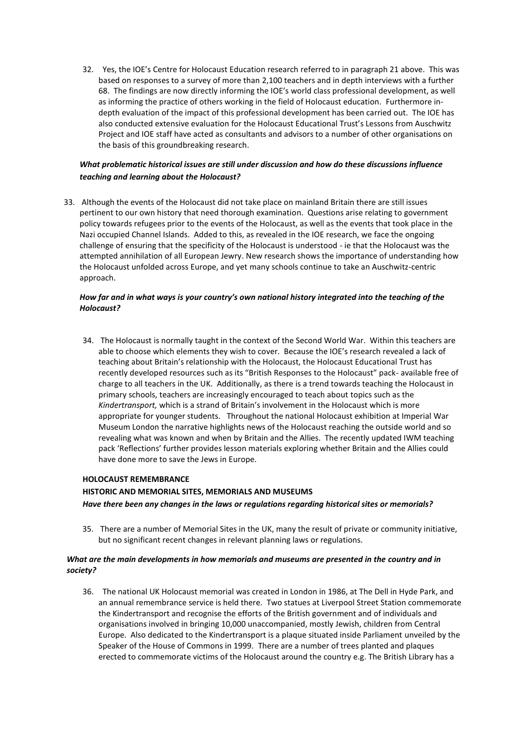32. Yes, the IOE's Centre for Holocaust Education research referred to in paragraph 21 above. This was based on responses to a survey of more than 2,100 teachers and in depth interviews with a further 68. The findings are now directly informing the IOE's world class professional development, as well as informing the practice of others working in the field of Holocaust education. Furthermore in-depth evaluation of the impact of this professional development has been carried out. The IOE has also conducted extensive evaluation for the Holocaust Educational Trust's Lessons from Auschwitz Project and IOE staff have acted as consultants and advisors to a number of other organisations on the basis of this groundbreaking research.

***What problematic historical issues are still under discussion and how do these discussions influence teaching and learning about the Holocaust?***

33. Although the events of the Holocaust did not take place on mainland Britain there are still issues pertinent to our own history that need thorough examination. Questions arise relating to government policy towards refugees prior to the events of the Holocaust, as well as the events that took place in the Nazi occupied Channel Islands. Added to this, as revealed in the IOE research, we face the ongoing challenge of ensuring that the specificity of the Holocaust is understood - ie that the Holocaust was the attempted annihilation of all European Jewry. New research shows the importance of understanding how the Holocaust unfolded across Europe, and yet many schools continue to take an Auschwitz-centric approach.

***How far and in what ways is your country's own national history integrated into the teaching of the Holocaust?***

34. The Holocaust is normally taught in the context of the Second World War. Within this teachers are able to choose which elements they wish to cover. Because the IOE's research revealed a lack of teaching about Britain's relationship with the Holocaust, the Holocaust Educational Trust has recently developed resources such as its "British Responses to the Holocaust" pack- available free of charge to all teachers in the UK. Additionally, as there is a trend towards teaching the Holocaust in primary schools, teachers are increasingly encouraged to teach about topics such as the *Kindertransport,* which is a strand of Britain's involvement in the Holocaust which is more appropriate for younger students. Throughout the national Holocaust exhibition at Imperial War Museum London the narrative highlights news of the Holocaust reaching the outside world and so revealing what was known and when by Britain and the Allies. The recently updated IWM teaching pack 'Reflections' further provides lesson materials exploring whether Britain and the Allies could have done more to save the Jews in Europe.

**HOLOCAUST REMEMBRANCE**

**HISTORIC AND MEMORIAL SITES, MEMORIALS AND MUSEUMS**

***Have there been any changes in the laws or regulations regarding historical sites or memorials?***

35. There are a number of Memorial Sites in the UK, many the result of private or community initiative, but no significant recent changes in relevant planning laws or regulations.

***What are the main developments in how memorials and museums are presented in the country and in society?***

36. The national UK Holocaust memorial was created in London in 1986, at The Dell in Hyde Park, and an annual remembrance service is held there. Two statues at Liverpool Street Station commemorate the Kindertransport and recognise the efforts of the British government and of individuals and organisations involved in bringing 10,000 unaccompanied, mostly Jewish, children from Central Europe. Also dedicated to the Kindertransport is a plaque situated inside Parliament unveiled by the Speaker of the House of Commons in 1999. There are a number of trees planted and plaques erected to commemorate victims of the Holocaust around the country e.g. The British Library has a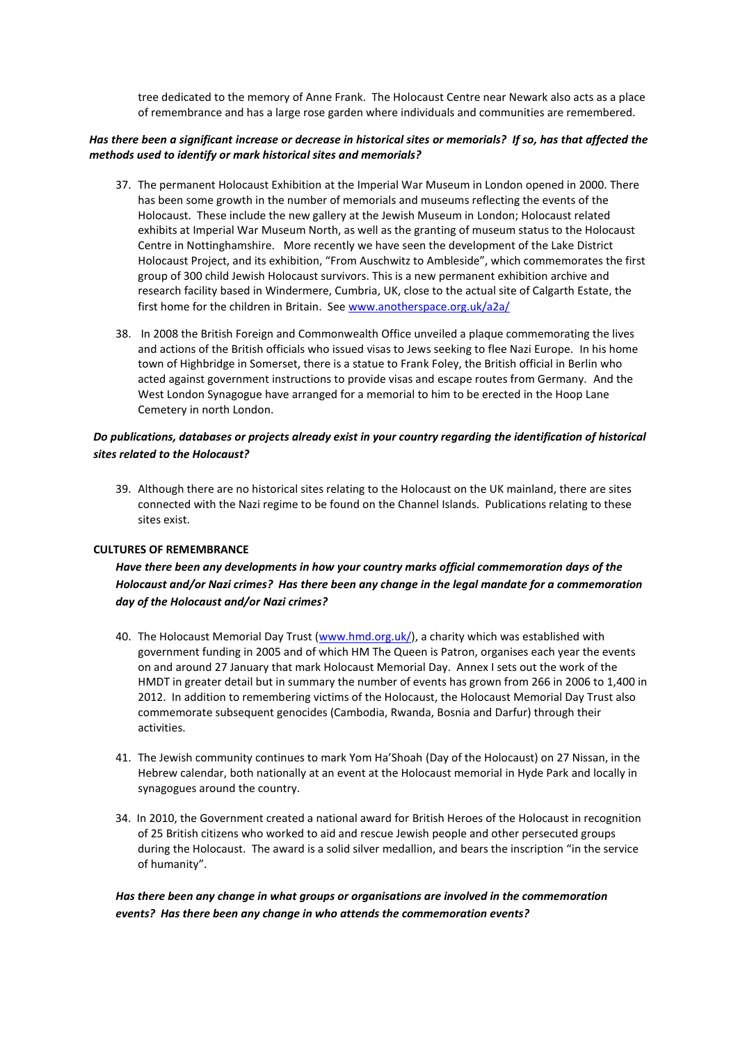tree dedicated to the memory of Anne Frank. The Holocaust Centre near Newark also acts as a place of remembrance and has a large rose garden where individuals and communities are remembered.

***Has there been a significant increase or decrease in historical sites or memorials? If so, has that affected the methods used to identify or mark historical sites and memorials?***

37. The permanent Holocaust Exhibition at the Imperial War Museum in London opened in 2000. There has been some growth in the number of memorials and museums reflecting the events of the Holocaust. These include the new gallery at the Jewish Museum in London; Holocaust related exhibits at Imperial War Museum North, as well as the granting of museum status to the Holocaust Centre in Nottinghamshire. More recently we have seen the development of the Lake District Holocaust Project, and its exhibition, "From Auschwitz to Ambleside", which commemorates the first group of 300 child Jewish Holocaust survivors. This is a new permanent exhibition archive and research facility based in Windermere, Cumbria, UK, close to the actual site of Calgarth Estate, the first home for the children in Britain. See [www.anotherspace.org.uk/a2a/](www.anotherspace.org.uk/a2a/)

38. In 2008 the British Foreign and Commonwealth Office unveiled a plaque commemorating the lives and actions of the British officials who issued visas to Jews seeking to flee Nazi Europe. In his home town of Highbridge in Somerset, there is a statue to Frank Foley, the British official in Berlin who acted against government instructions to provide visas and escape routes from Germany. And the West London Synagogue have arranged for a memorial to him to be erected in the Hoop Lane Cemetery in north London.

***Do publications, databases or projects already exist in your country regarding the identification of historical sites related to the Holocaust?***

39. Although there are no historical sites relating to the Holocaust on the UK mainland, there are sites connected with the Nazi regime to be found on the Channel Islands. Publications relating to these sites exist.

**CULTURES OF REMEMBRANCE**

***Have there been any developments in how your country marks official commemoration days of the Holocaust and/or Nazi crimes? Has there been any change in the legal mandate for a commemoration day of the Holocaust and/or Nazi crimes?***

40. The Holocaust Memorial Day Trust ([www.hmd.org.uk/](www.hmd.org.uk/)), a charity which was established with government funding in 2005 and of which HM The Queen is Patron, organises each year the events on and around 27 January that mark Holocaust Memorial Day. Annex I sets out the work of the HMDT in greater detail but in summary the number of events has grown from 266 in 2006 to 1,400 in 2012. In addition to remembering victims of the Holocaust, the Holocaust Memorial Day Trust also commemorate subsequent genocides (Cambodia, Rwanda, Bosnia and Darfur) through their activities.

41. The Jewish community continues to mark Yom Ha'Shoah (Day of the Holocaust) on 27 Nissan, in the Hebrew calendar, both nationally at an event at the Holocaust memorial in Hyde Park and locally in synagogues around the country.

34. In 2010, the Government created a national award for British Heroes of the Holocaust in recognition of 25 British citizens who worked to aid and rescue Jewish people and other persecuted groups during the Holocaust. The award is a solid silver medallion, and bears the inscription "in the service of humanity".

***Has there been any change in what groups or organisations are involved in the commemoration events? Has there been any change in who attends the commemoration events?***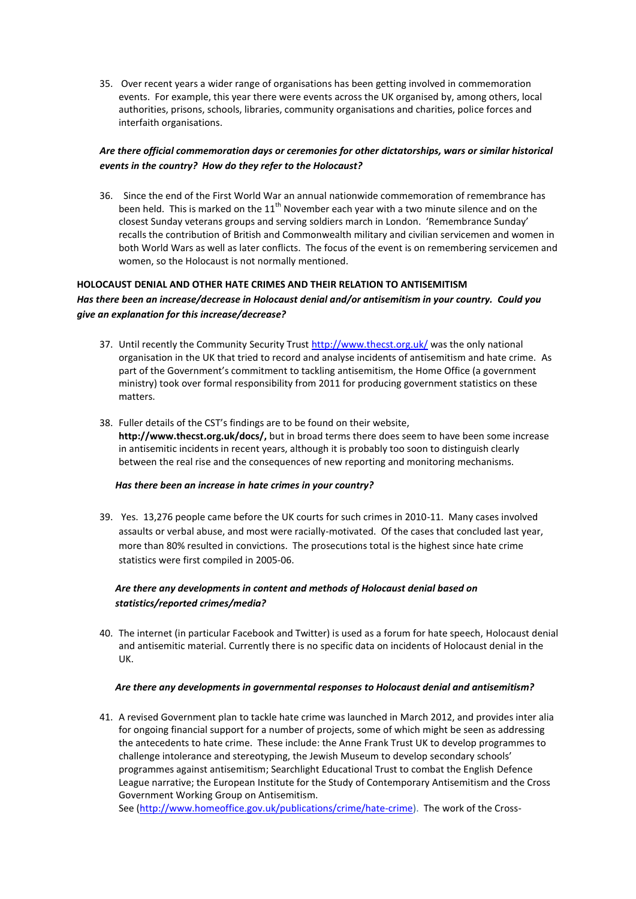35. Over recent years a wider range of organisations has been getting involved in commemoration events. For example, this year there were events across the UK organised by, among others, local authorities, prisons, schools, libraries, community organisations and charities, police forces and interfaith organisations.

***Are there official commemoration days or ceremonies for other dictatorships, wars or similar historical events in the country? How do they refer to the Holocaust?***

36. Since the end of the First World War an annual nationwide commemoration of remembrance has been held. This is marked on the 11th November each year with a two minute silence and on the closest Sunday veterans groups and serving soldiers march in London. 'Remembrance Sunday' recalls the contribution of British and Commonwealth military and civilian servicemen and women in both World Wars as well as later conflicts. The focus of the event is on remembering servicemen and women, so the Holocaust is not normally mentioned.

**HOLOCAUST DENIAL AND OTHER HATE CRIMES AND THEIR RELATION TO ANTISEMITISM**

***Has there been an increase/decrease in Holocaust denial and/or antisemitism in your country. Could you give an explanation for this increase/decrease?***

37. Until recently the Community Security Trust http://www.thecst.org.uk/ was the only national organisation in the UK that tried to record and analyse incidents of antisemitism and hate crime. As part of the Government's commitment to tackling antisemitism, the Home Office (a government ministry) took over formal responsibility from 2011 for producing government statistics on these matters.

38. Fuller details of the CST's findings are to be found on their website, **http://www.thecst.org.uk/docs/,** but in broad terms there does seem to have been some increase in antisemitic incidents in recent years, although it is probably too soon to distinguish clearly between the real rise and the consequences of new reporting and monitoring mechanisms.

***Has there been an increase in hate crimes in your country?***

39. Yes. 13,276 people came before the UK courts for such crimes in 2010-11. Many cases involved assaults or verbal abuse, and most were racially-motivated. Of the cases that concluded last year, more than 80% resulted in convictions. The prosecutions total is the highest since hate crime statistics were first compiled in 2005-06.

***Are there any developments in content and methods of Holocaust denial based on statistics/reported crimes/media?***

40. The internet (in particular Facebook and Twitter) is used as a forum for hate speech, Holocaust denial and antisemitic material. Currently there is no specific data on incidents of Holocaust denial in the UK.

***Are there any developments in governmental responses to Holocaust denial and antisemitism?***

41. A revised Government plan to tackle hate crime was launched in March 2012, and provides inter alia for ongoing financial support for a number of projects, some of which might be seen as addressing the antecedents to hate crime. These include: the Anne Frank Trust UK to develop programmes to challenge intolerance and stereotyping, the Jewish Museum to develop secondary schools' programmes against antisemitism; Searchlight Educational Trust to combat the English Defence League narrative; the European Institute for the Study of Contemporary Antisemitism and the Cross Government Working Group on Antisemitism.
See (http://www.homeoffice.gov.uk/publications/crime/hate-crime). The work of the Cross-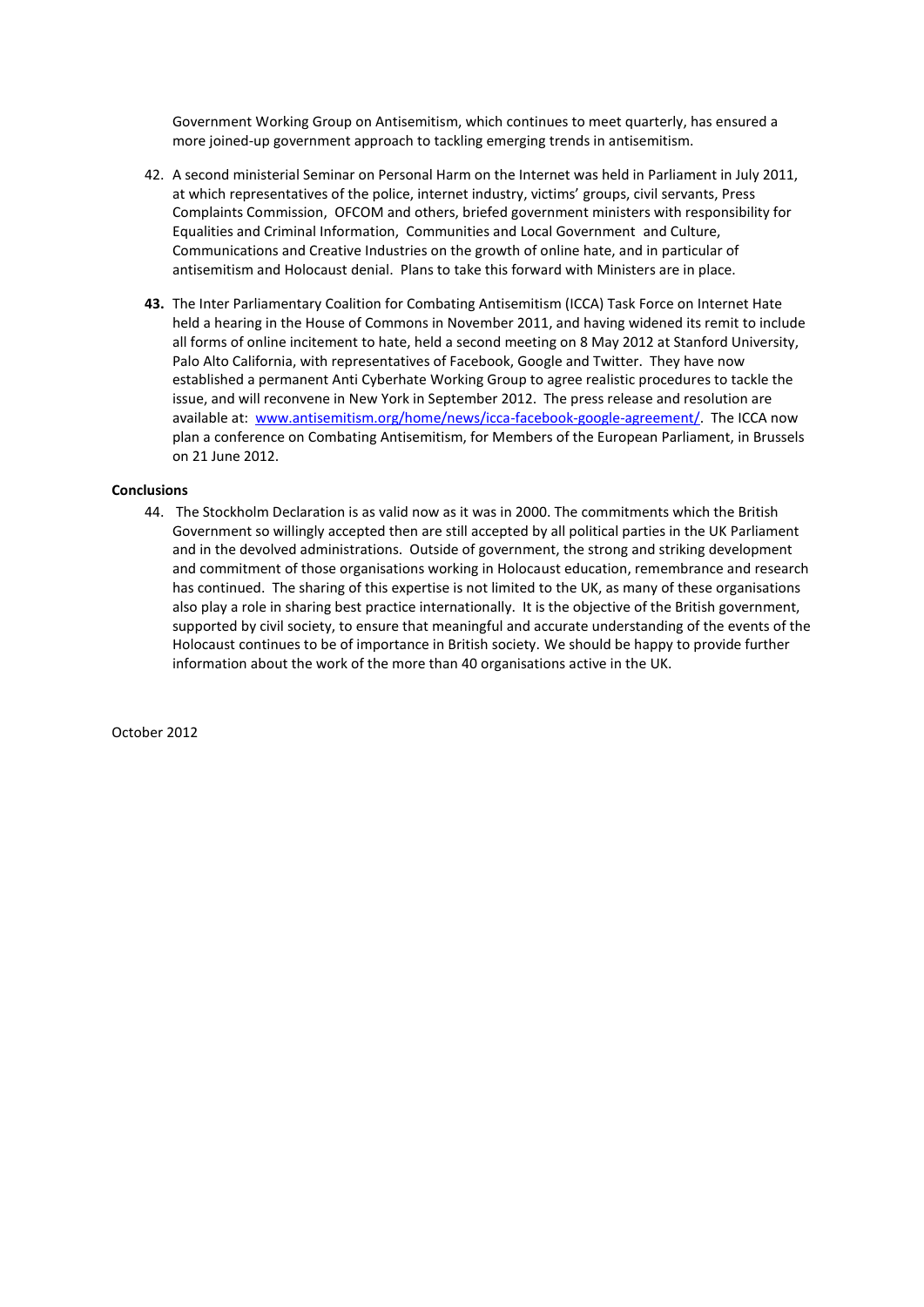Government Working Group on Antisemitism, which continues to meet quarterly, has ensured a more joined-up government approach to tackling emerging trends in antisemitism.

42. A second ministerial Seminar on Personal Harm on the Internet was held in Parliament in July 2011, at which representatives of the police, internet industry, victims' groups, civil servants, Press Complaints Commission, OFCOM and others, briefed government ministers with responsibility for Equalities and Criminal Information, Communities and Local Government and Culture, Communications and Creative Industries on the growth of online hate, and in particular of antisemitism and Holocaust denial. Plans to take this forward with Ministers are in place.

**43.** The Inter Parliamentary Coalition for Combating Antisemitism (ICCA) Task Force on Internet Hate held a hearing in the House of Commons in November 2011, and having widened its remit to include all forms of online incitement to hate, held a second meeting on 8 May 2012 at Stanford University, Palo Alto California, with representatives of Facebook, Google and Twitter. They have now established a permanent Anti Cyberhate Working Group to agree realistic procedures to tackle the issue, and will reconvene in New York in September 2012. The press release and resolution are available at: www.antisemitism.org/home/news/icca-facebook-google-agreement/. The ICCA now plan a conference on Combating Antisemitism, for Members of the European Parliament, in Brussels on 21 June 2012.

**Conclusions**

44. The Stockholm Declaration is as valid now as it was in 2000. The commitments which the British Government so willingly accepted then are still accepted by all political parties in the UK Parliament and in the devolved administrations. Outside of government, the strong and striking development and commitment of those organisations working in Holocaust education, remembrance and research has continued. The sharing of this expertise is not limited to the UK, as many of these organisations also play a role in sharing best practice internationally. It is the objective of the British government, supported by civil society, to ensure that meaningful and accurate understanding of the events of the Holocaust continues to be of importance in British society. We should be happy to provide further information about the work of the more than 40 organisations active in the UK.

October 2012